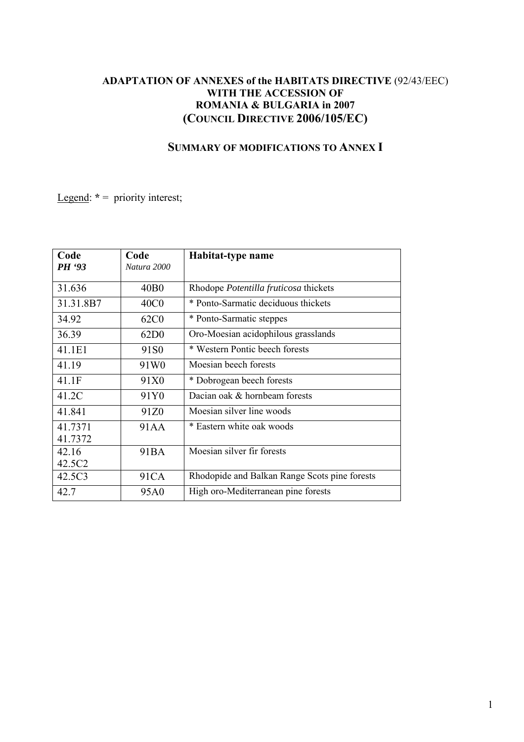# ADAPTATION OF ANNEXES of the HABITATS DIRECTIVE (92/43/EEC) WITH THE ACCESSION OF ROMANIA & BULGARIA in 2007 (COUNCIL DIRECTIVE 2006/105/EC)

## SUMMARY OF MODIFICATIONS TO ANNEX I

Legend: **\*** = priority interest;

| **Code** *PH '93* | **Code** *Natura 2000* | **Habitat-type name** |
|---|---|---|
| 31.636 | 40B0 | Rhodope *Potentilla fruticosa* thickets |
| 31.31.8B7 | 40C0 | * Ponto-Sarmatic deciduous thickets |
| 34.92 | 62C0 | * Ponto-Sarmatic steppes |
| 36.39 | 62D0 | Oro-Moesian acidophilous grasslands |
| 41.1E1 | 91S0 | * Western Pontic beech forests |
| 41.19 | 91W0 | Moesian beech forests |
| 41.1F | 91X0 | * Dobrogean beech forests |
| 41.2C | 91Y0 | Dacian oak & hornbeam forests |
| 41.841 | 91Z0 | Moesian silver line woods |
| 41.7371<br>41.7372 | 91AA | * Eastern white oak woods |
| 42.16<br>42.5C2 | 91BA | Moesian silver fir forests |
| 42.5C3 | 91CA | Rhodopide and Balkan Range Scots pine forests |
| 42.7 | 95A0 | High oro-Mediterranean pine forests |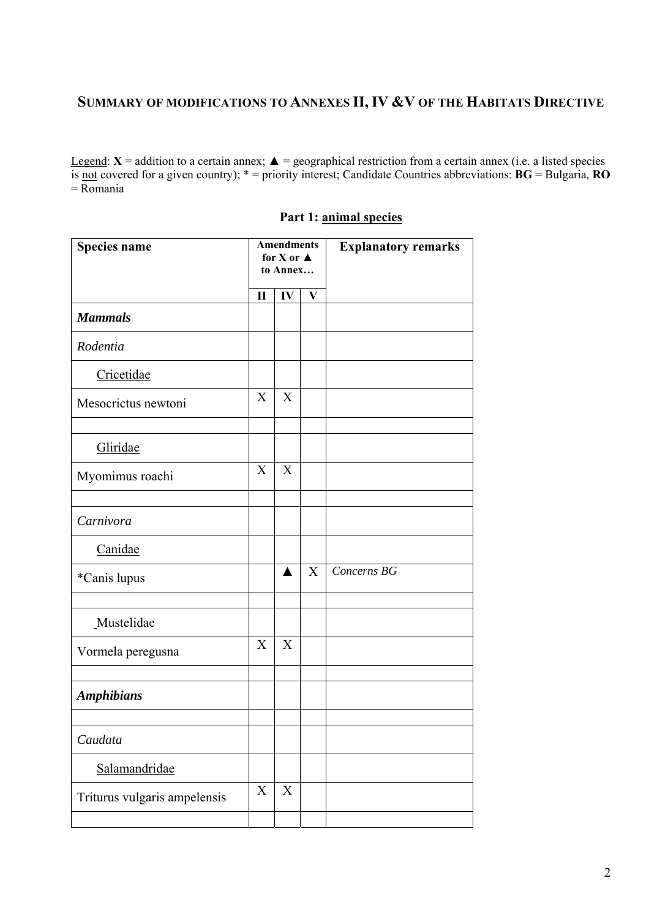## SUMMARY OF MODIFICATIONS TO ANNEXES II, IV &V OF THE HABITATS DIRECTIVE

Legend: **X** = addition to a certain annex; ▲ = geographical restriction from a certain annex (i.e. a listed species is not covered for a given country); * = priority interest; Candidate Countries abbreviations: **BG** = Bulgaria, **RO** = Romania

### Part 1: animal species

| Species name | Amendments for X or ▲ to Annex… | | | Explanatory remarks |
|---|---|---|---|---|
| | **II** | **IV** | **V** | |
| ***Mammals*** | | | | |
| *Rodentia* | | | | |
| Cricetidae | | | | |
| Mesocrictus newtoni | X | X | | |
| | | | | |
| Gliridae | | | | |
| Myomimus roachi | X | X | | |
| | | | | |
| *Carnivora* | | | | |
| Canidae | | | | |
| *Canis lupus | | ▲ | X | *Concerns BG* |
| | | | | |
| Mustelidae | | | | |
| Vormela peregusna | X | X | | |
| | | | | |
| ***Amphibians*** | | | | |
| | | | | |
| *Caudata* | | | | |
| Salamandridae | | | | |
| Triturus vulgaris ampelensis | X | X | | |
| | | | | |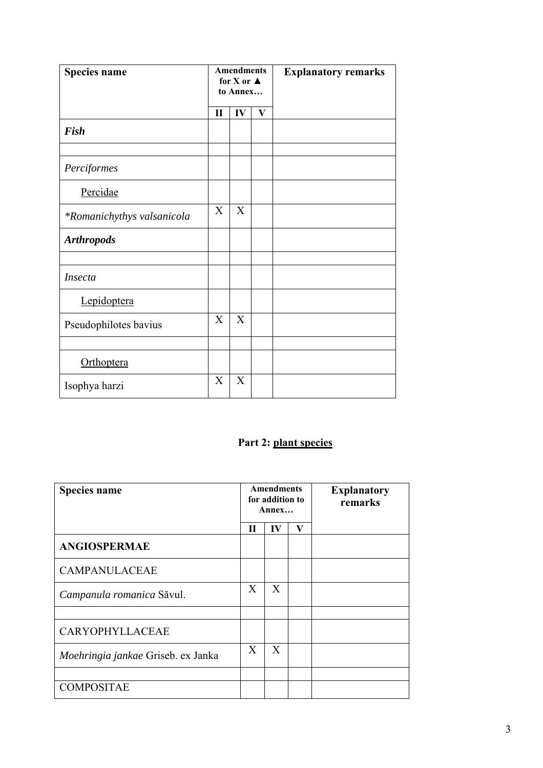| Species name | Amendments for X or ▲ to Annex… | | | Explanatory remarks |
|---|---|---|---|---|
| | II | IV | V | |
| ***Fish*** | | | | |
| | | | | |
| *Perciformes* | | | | |
| Percidae | | | | |
| **Romanichythys valsanicola* | X | X | | |
| ***Arthropods*** | | | | |
| | | | | |
| *Insecta* | | | | |
| Lepidoptera | | | | |
| Pseudophilotes bavius | X | X | | |
| | | | | |
| Orthoptera | | | | |
| Isophya harzi | X | X | | |

**Part 2: plant species**

| Species name | Amendments for addition to Annex… | | | Explanatory remarks |
|---|---|---|---|---|
| | II | IV | V | |
| **ANGIOSPERMAE** | | | | |
| CAMPANULACEAE | | | | |
| *Campanula romanica* Săvul. | X | X | | |
| | | | | |
| CARYOPHYLLACEAE | | | | |
| *Moehringia jankae* Griseb. ex Janka | X | X | | |
| | | | | |
| COMPOSITAE | | | | |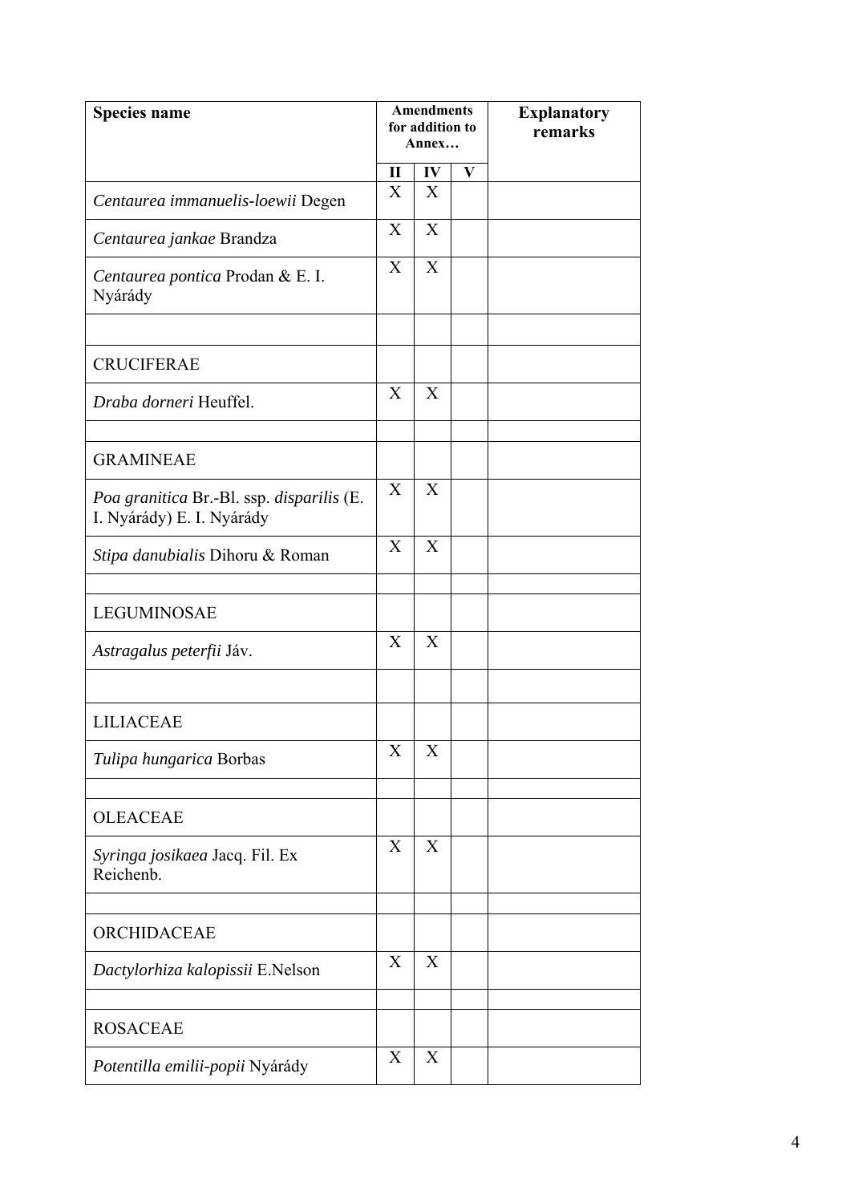| Species name | Amendments for addition to Annex… | | | Explanatory remarks |
|---|---|---|---|---|
| | II | IV | V | |
| *Centaurea immanuelis-loewii* Degen | X | X | | |
| *Centaurea jankae* Brandza | X | X | | |
| *Centaurea pontica* Prodan & E. I. Nyárády | X | X | | |
| | | | | |
| CRUCIFERAE | | | | |
| *Draba dorneri* Heuffel. | X | X | | |
| | | | | |
| GRAMINEAE | | | | |
| *Poa granitica* Br.-Bl. ssp. *disparilis* (E. I. Nyárády) E. I. Nyárády | X | X | | |
| *Stipa danubialis* Dihoru & Roman | X | X | | |
| | | | | |
| LEGUMINOSAE | | | | |
| *Astragalus peterfii* Jáv. | X | X | | |
| | | | | |
| LILIACEAE | | | | |
| *Tulipa hungarica* Borbas | X | X | | |
| | | | | |
| OLEACEAE | | | | |
| *Syringa josikaea* Jacq. Fil. Ex Reichenb. | X | X | | |
| | | | | |
| ORCHIDACEAE | | | | |
| *Dactylorhiza kalopissii* E.Nelson | X | X | | |
| | | | | |
| ROSACEAE | | | | |
| *Potentilla emilii-popii* Nyárády | X | X | | |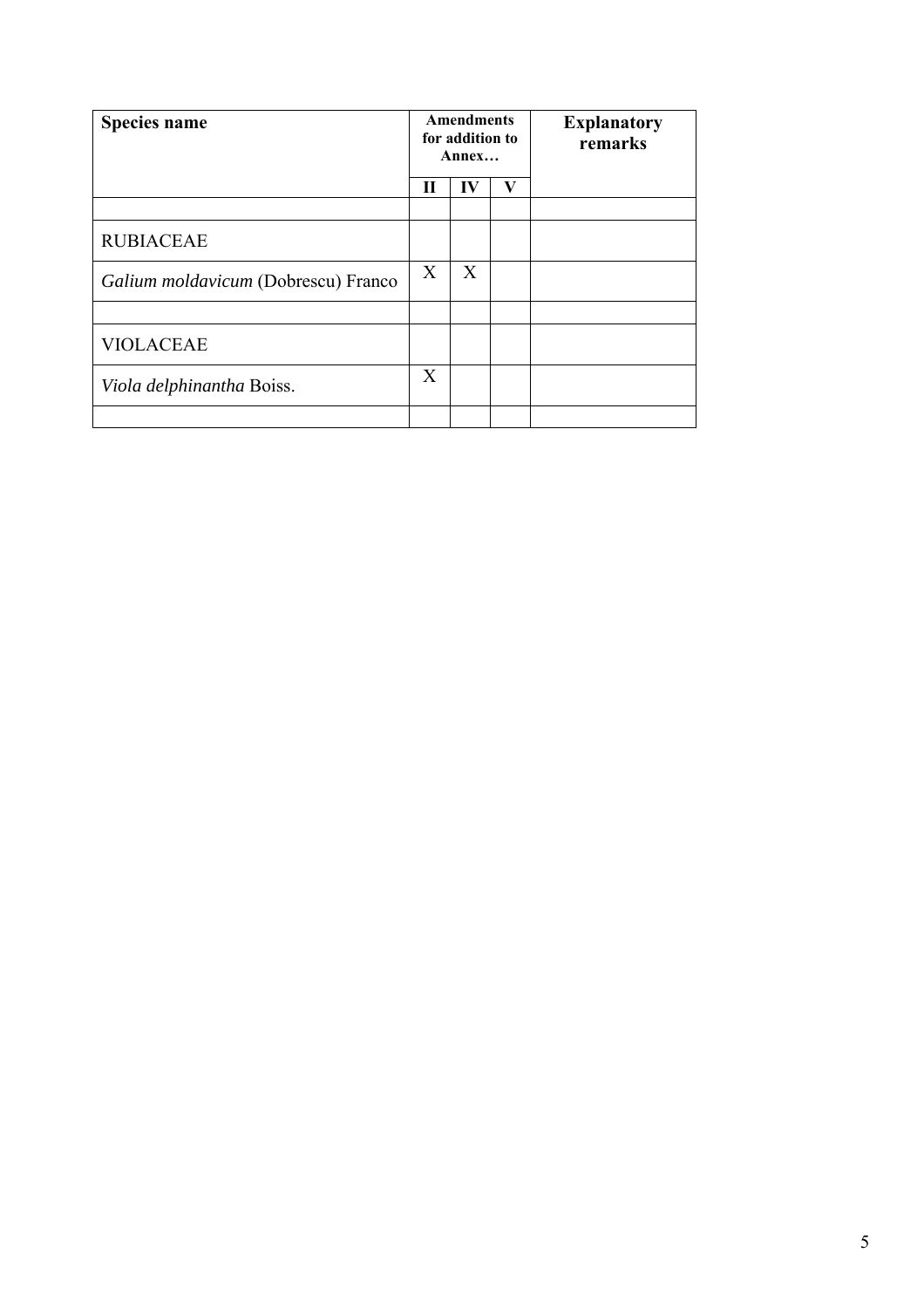| Species name | Amendments for addition to Annex… | | | Explanatory remarks |
|---|---|---|---|---|
| | II | IV | V | |
| | | | | |
| RUBIACEAE | | | | |
| *Galium moldavicum* (Dobrescu) Franco | X | X | | |
| | | | | |
| VIOLACEAE | | | | |
| *Viola delphinantha* Boiss. | X | | | |
| | | | | |